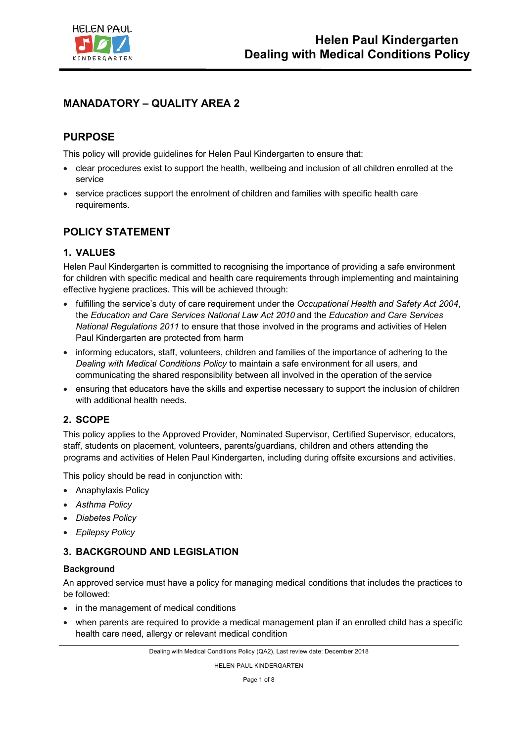# MANADATORY – QUALITY AREA 2

## PURPOSE

This policy will provide guidelines for Helen Paul Kindergarten to ensure that:

- clear procedures exist to support the health, wellbeing and inclusion of all children enrolled at the service
- service practices support the enrolment of children and families with specific health care requirements.

## POLICY STATEMENT

### 1. VALUES

Helen Paul Kindergarten is committed to recognising the importance of providing a safe environment for children with specific medical and health care requirements through implementing and maintaining effective hygiene practices. This will be achieved through:

- fulfilling the service's duty of care requirement under the *Occupational Health and Safety Act 2004*, the *Education and Care Services National Law Act 2010* and the *Education and Care Services National Regulations 2011* to ensure that those involved in the programs and activities of Helen Paul Kindergarten are protected from harm
- informing educators, staff, volunteers, children and families of the importance of adhering to the *Dealing with Medical Conditions Policy* to maintain a safe environment for all users, and communicating the shared responsibility between all involved in the operation of the service
- ensuring that educators have the skills and expertise necessary to support the inclusion of children with additional health needs.

### 2. SCOPE

This policy applies to the Approved Provider, Nominated Supervisor, Certified Supervisor, educators, staff, students on placement, volunteers, parents/guardians, children and others attending the programs and activities of Helen Paul Kindergarten, including during offsite excursions and activities.

This policy should be read in conjunction with:

- Anaphylaxis Policy
- *Asthma Policy*
- *Diabetes Policy*
- *Epilepsy Policy*

### 3. BACKGROUND AND LEGISLATION

#### Background

An approved service must have a policy for managing medical conditions that includes the practices to be followed:

- in the management of medical conditions
- when parents are required to provide a medical management plan if an enrolled child has a specific health care need, allergy or relevant medical condition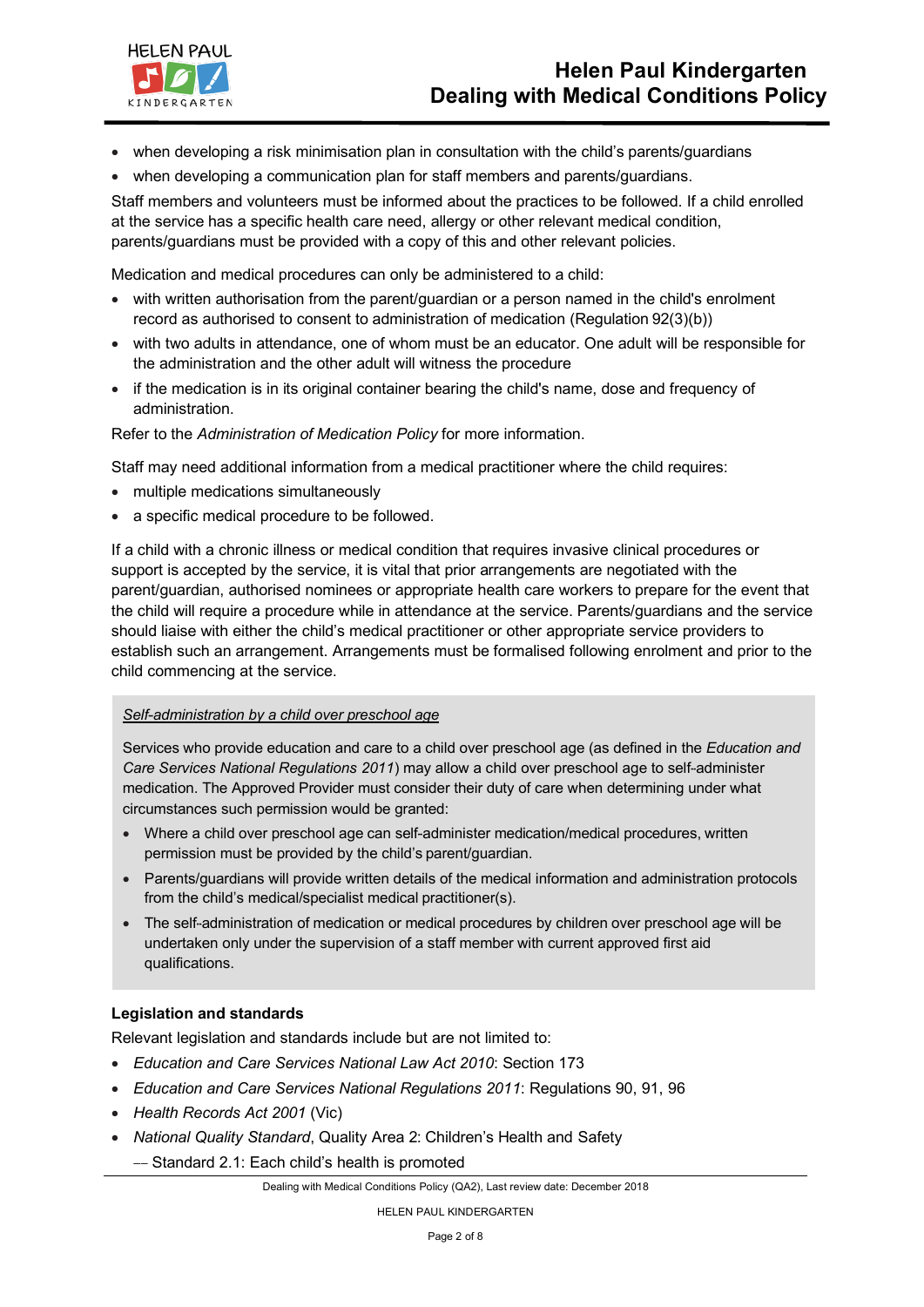- when developing a risk minimisation plan in consultation with the child's parents/guardians
- when developing a communication plan for staff members and parents/guardians.

Staff members and volunteers must be informed about the practices to be followed. If a child enrolled at the service has a specific health care need, allergy or other relevant medical condition, parents/guardians must be provided with a copy of this and other relevant policies.

Medication and medical procedures can only be administered to a child:

- with written authorisation from the parent/guardian or a person named in the child's enrolment record as authorised to consent to administration of medication (Regulation 92(3)(b))
- with two adults in attendance, one of whom must be an educator. One adult will be responsible for the administration and the other adult will witness the procedure
- if the medication is in its original container bearing the child's name, dose and frequency of administration.

Refer to the *Administration of Medication Policy* for more information.

Staff may need additional information from a medical practitioner where the child requires:

- multiple medications simultaneously
- a specific medical procedure to be followed.

If a child with a chronic illness or medical condition that requires invasive clinical procedures or support is accepted by the service, it is vital that prior arrangements are negotiated with the parent/guardian, authorised nominees or appropriate health care workers to prepare for the event that the child will require a procedure while in attendance at the service. Parents/guardians and the service should liaise with either the child's medical practitioner or other appropriate service providers to establish such an arrangement. Arrangements must be formalised following enrolment and prior to the child commencing at the service.

> *Self-administration by a child over preschool age*
>
> Services who provide education and care to a child over preschool age (as defined in the *Education and Care Services National Regulations 2011*) may allow a child over preschool age to self-administer medication. The Approved Provider must consider their duty of care when determining under what circumstances such permission would be granted:
>
> - Where a child over preschool age can self-administer medication/medical procedures, written permission must be provided by the child's parent/guardian.
> - Parents/guardians will provide written details of the medical information and administration protocols from the child's medical/specialist medical practitioner(s).
> - The self-administration of medication or medical procedures by children over preschool age will be undertaken only under the supervision of a staff member with current approved first aid qualifications.

**Legislation and standards**

Relevant legislation and standards include but are not limited to:

- *Education and Care Services National Law Act 2010*: Section 173
- *Education and Care Services National Regulations 2011*: Regulations 90, 91, 96
- *Health Records Act 2001* (Vic)
- *National Quality Standard*, Quality Area 2: Children's Health and Safety
  - Standard 2.1: Each child's health is promoted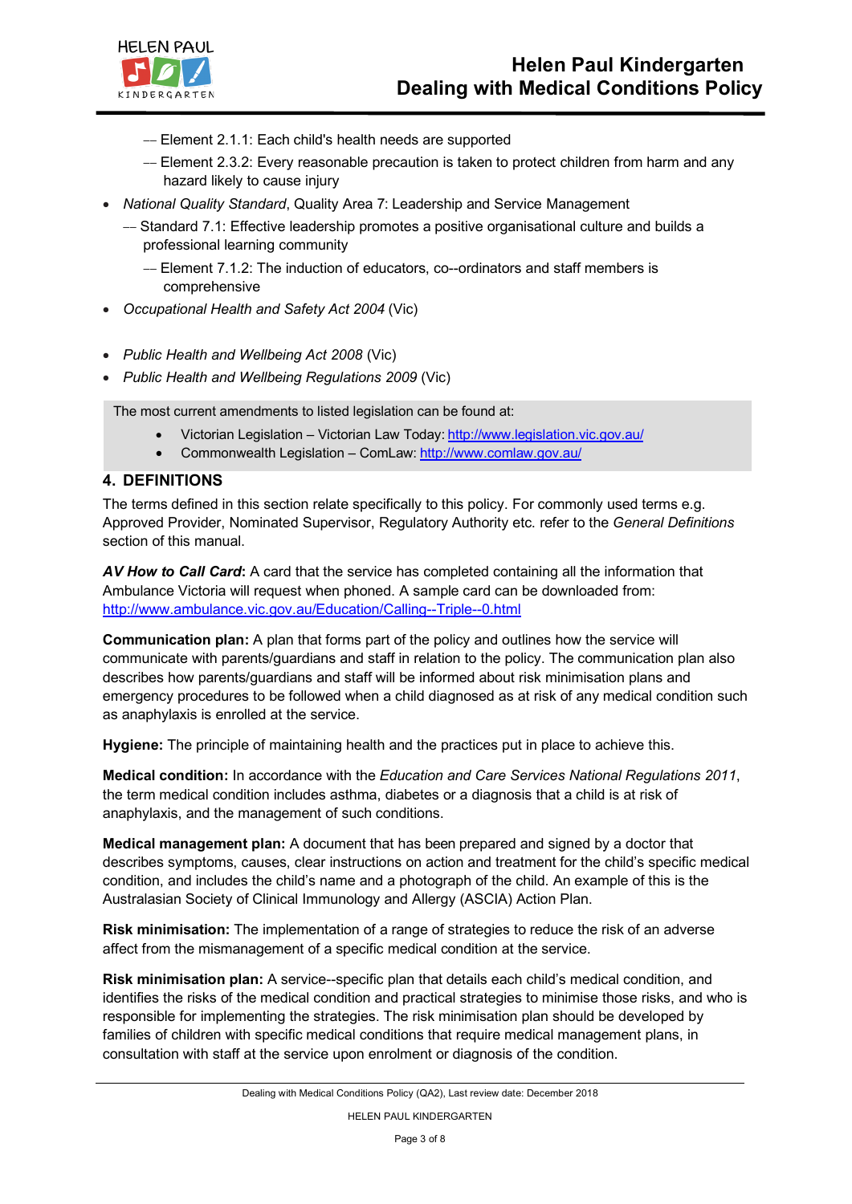- Element 2.1.1: Each child's health needs are supported
  - Element 2.3.2: Every reasonable precaution is taken to protect children from harm and any hazard likely to cause injury
- *National Quality Standard*, Quality Area 7: Leadership and Service Management
  - Standard 7.1: Effective leadership promotes a positive organisational culture and builds a professional learning community
    - Element 7.1.2: The induction of educators, co-ordinators and staff members is comprehensive
- *Occupational Health and Safety Act 2004* (Vic)
- *Public Health and Wellbeing Act 2008* (Vic)
- *Public Health and Wellbeing Regulations 2009* (Vic)

The most current amendments to listed legislation can be found at:

- Victorian Legislation – Victorian Law Today: http://www.legislation.vic.gov.au/
- Commonwealth Legislation – ComLaw: http://www.comlaw.gov.au/

## 4. DEFINITIONS

The terms defined in this section relate specifically to this policy. For commonly used terms e.g. Approved Provider, Nominated Supervisor, Regulatory Authority etc. refer to the *General Definitions* section of this manual.

***AV How to Call Card*:** A card that the service has completed containing all the information that Ambulance Victoria will request when phoned. A sample card can be downloaded from: http://www.ambulance.vic.gov.au/Education/Calling-Triple-0.html

**Communication plan:** A plan that forms part of the policy and outlines how the service will communicate with parents/guardians and staff in relation to the policy. The communication plan also describes how parents/guardians and staff will be informed about risk minimisation plans and emergency procedures to be followed when a child diagnosed as at risk of any medical condition such as anaphylaxis is enrolled at the service.

**Hygiene:** The principle of maintaining health and the practices put in place to achieve this.

**Medical condition:** In accordance with the *Education and Care Services National Regulations 2011*, the term medical condition includes asthma, diabetes or a diagnosis that a child is at risk of anaphylaxis, and the management of such conditions.

**Medical management plan:** A document that has been prepared and signed by a doctor that describes symptoms, causes, clear instructions on action and treatment for the child's specific medical condition, and includes the child's name and a photograph of the child. An example of this is the Australasian Society of Clinical Immunology and Allergy (ASCIA) Action Plan.

**Risk minimisation:** The implementation of a range of strategies to reduce the risk of an adverse affect from the mismanagement of a specific medical condition at the service.

**Risk minimisation plan:** A service-specific plan that details each child's medical condition, and identifies the risks of the medical condition and practical strategies to minimise those risks, and who is responsible for implementing the strategies. The risk minimisation plan should be developed by families of children with specific medical conditions that require medical management plans, in consultation with staff at the service upon enrolment or diagnosis of the condition.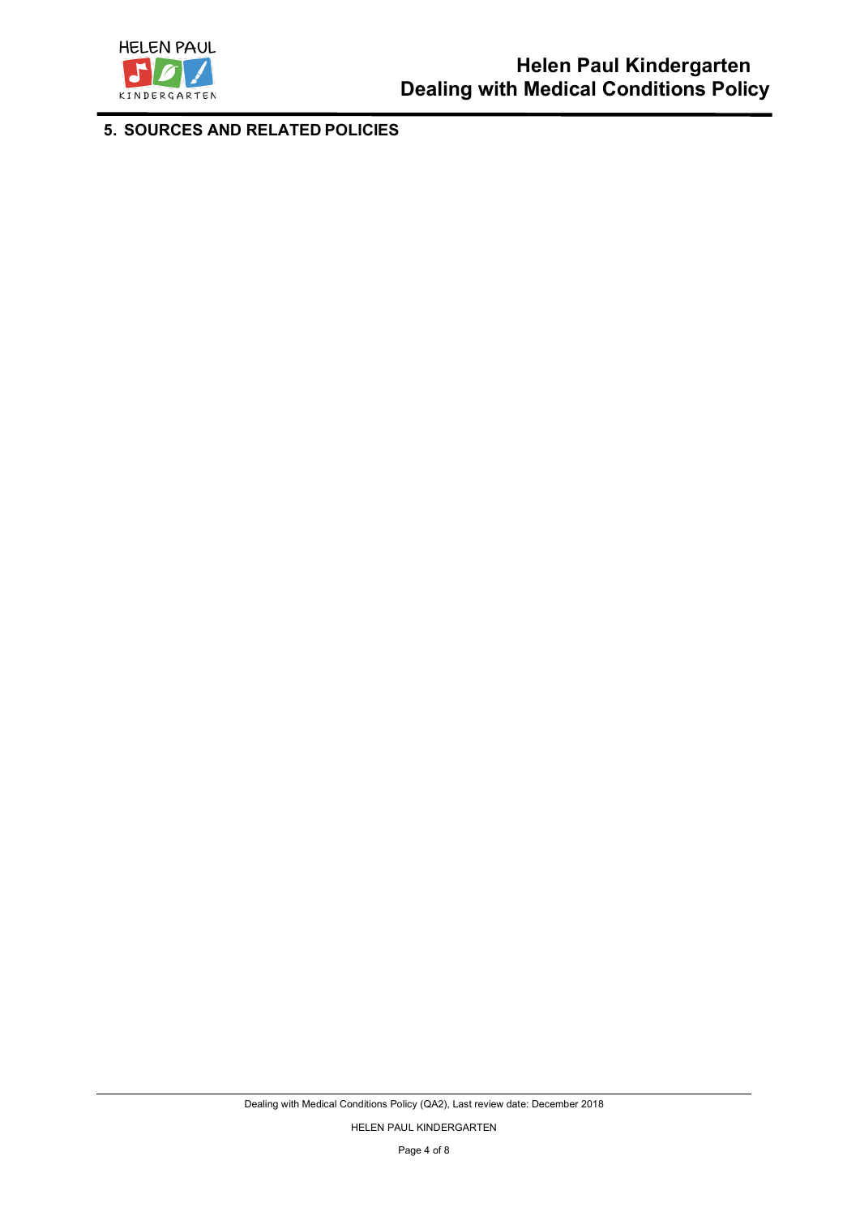## 5. SOURCES AND RELATED POLICIES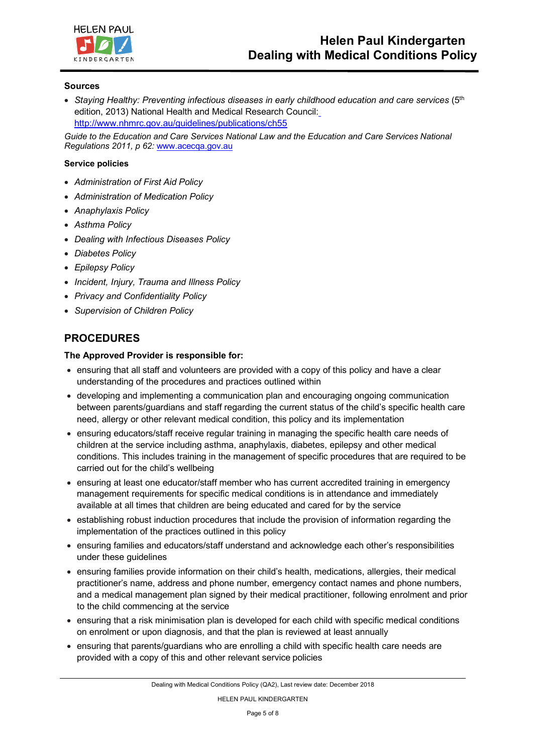**Sources**

- *Staying Healthy: Preventing infectious diseases in early childhood education and care services* (5th edition, 2013) National Health and Medical Research Council: http://www.nhmrc.gov.au/guidelines/publications/ch55

*Guide to the Education and Care Services National Law and the Education and Care Services National Regulations 2011, p 62:* www.acecqa.gov.au

**Service policies**

- *Administration of First Aid Policy*
- *Administration of Medication Policy*
- *Anaphylaxis Policy*
- *Asthma Policy*
- *Dealing with Infectious Diseases Policy*
- *Diabetes Policy*
- *Epilepsy Policy*
- *Incident, Injury, Trauma and Illness Policy*
- *Privacy and Confidentiality Policy*
- *Supervision of Children Policy*

## PROCEDURES

**The Approved Provider is responsible for:**

- ensuring that all staff and volunteers are provided with a copy of this policy and have a clear understanding of the procedures and practices outlined within
- developing and implementing a communication plan and encouraging ongoing communication between parents/guardians and staff regarding the current status of the child's specific health care need, allergy or other relevant medical condition, this policy and its implementation
- ensuring educators/staff receive regular training in managing the specific health care needs of children at the service including asthma, anaphylaxis, diabetes, epilepsy and other medical conditions. This includes training in the management of specific procedures that are required to be carried out for the child's wellbeing
- ensuring at least one educator/staff member who has current accredited training in emergency management requirements for specific medical conditions is in attendance and immediately available at all times that children are being educated and cared for by the service
- establishing robust induction procedures that include the provision of information regarding the implementation of the practices outlined in this policy
- ensuring families and educators/staff understand and acknowledge each other's responsibilities under these guidelines
- ensuring families provide information on their child's health, medications, allergies, their medical practitioner's name, address and phone number, emergency contact names and phone numbers, and a medical management plan signed by their medical practitioner, following enrolment and prior to the child commencing at the service
- ensuring that a risk minimisation plan is developed for each child with specific medical conditions on enrolment or upon diagnosis, and that the plan is reviewed at least annually
- ensuring that parents/guardians who are enrolling a child with specific health care needs are provided with a copy of this and other relevant service policies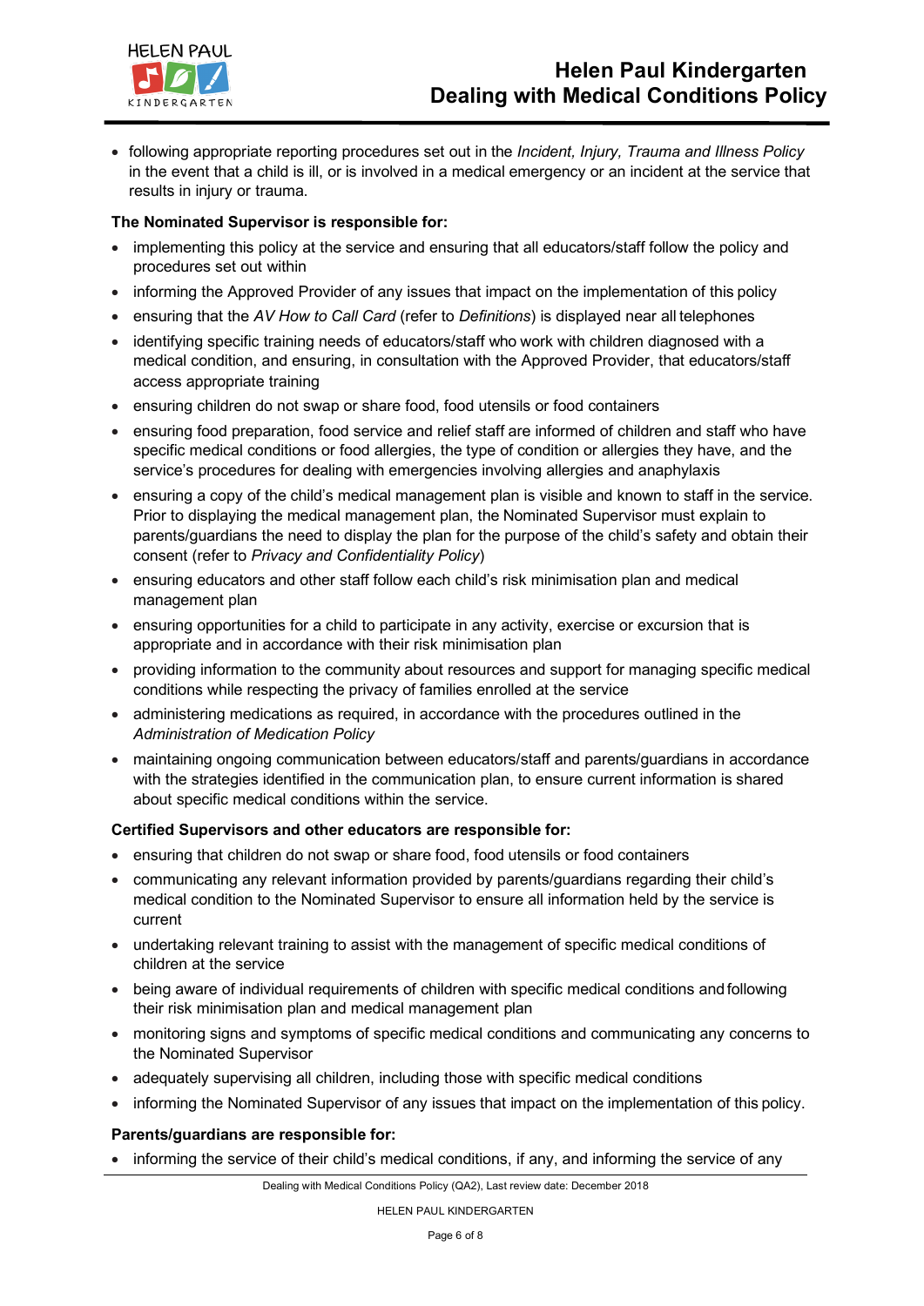- following appropriate reporting procedures set out in the *Incident, Injury, Trauma and Illness Policy* in the event that a child is ill, or is involved in a medical emergency or an incident at the service that results in injury or trauma.

**The Nominated Supervisor is responsible for:**

- implementing this policy at the service and ensuring that all educators/staff follow the policy and procedures set out within
- informing the Approved Provider of any issues that impact on the implementation of this policy
- ensuring that the *AV How to Call Card* (refer to *Definitions*) is displayed near all telephones
- identifying specific training needs of educators/staff who work with children diagnosed with a medical condition, and ensuring, in consultation with the Approved Provider, that educators/staff access appropriate training
- ensuring children do not swap or share food, food utensils or food containers
- ensuring food preparation, food service and relief staff are informed of children and staff who have specific medical conditions or food allergies, the type of condition or allergies they have, and the service's procedures for dealing with emergencies involving allergies and anaphylaxis
- ensuring a copy of the child's medical management plan is visible and known to staff in the service. Prior to displaying the medical management plan, the Nominated Supervisor must explain to parents/guardians the need to display the plan for the purpose of the child's safety and obtain their consent (refer to *Privacy and Confidentiality Policy*)
- ensuring educators and other staff follow each child's risk minimisation plan and medical management plan
- ensuring opportunities for a child to participate in any activity, exercise or excursion that is appropriate and in accordance with their risk minimisation plan
- providing information to the community about resources and support for managing specific medical conditions while respecting the privacy of families enrolled at the service
- administering medications as required, in accordance with the procedures outlined in the *Administration of Medication Policy*
- maintaining ongoing communication between educators/staff and parents/guardians in accordance with the strategies identified in the communication plan, to ensure current information is shared about specific medical conditions within the service.

**Certified Supervisors and other educators are responsible for:**

- ensuring that children do not swap or share food, food utensils or food containers
- communicating any relevant information provided by parents/guardians regarding their child's medical condition to the Nominated Supervisor to ensure all information held by the service is current
- undertaking relevant training to assist with the management of specific medical conditions of children at the service
- being aware of individual requirements of children with specific medical conditions and following their risk minimisation plan and medical management plan
- monitoring signs and symptoms of specific medical conditions and communicating any concerns to the Nominated Supervisor
- adequately supervising all children, including those with specific medical conditions
- informing the Nominated Supervisor of any issues that impact on the implementation of this policy.

**Parents/guardians are responsible for:**

- informing the service of their child's medical conditions, if any, and informing the service of any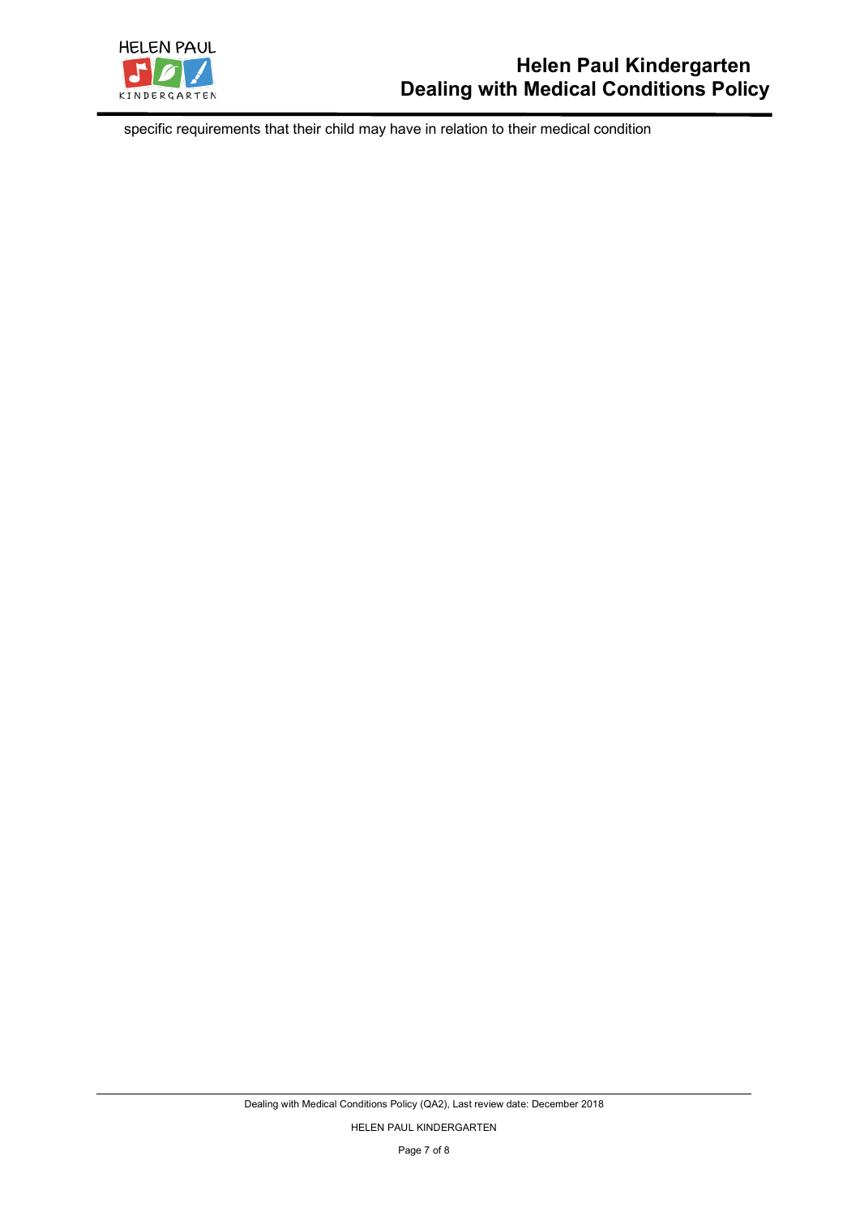specific requirements that their child may have in relation to their medical condition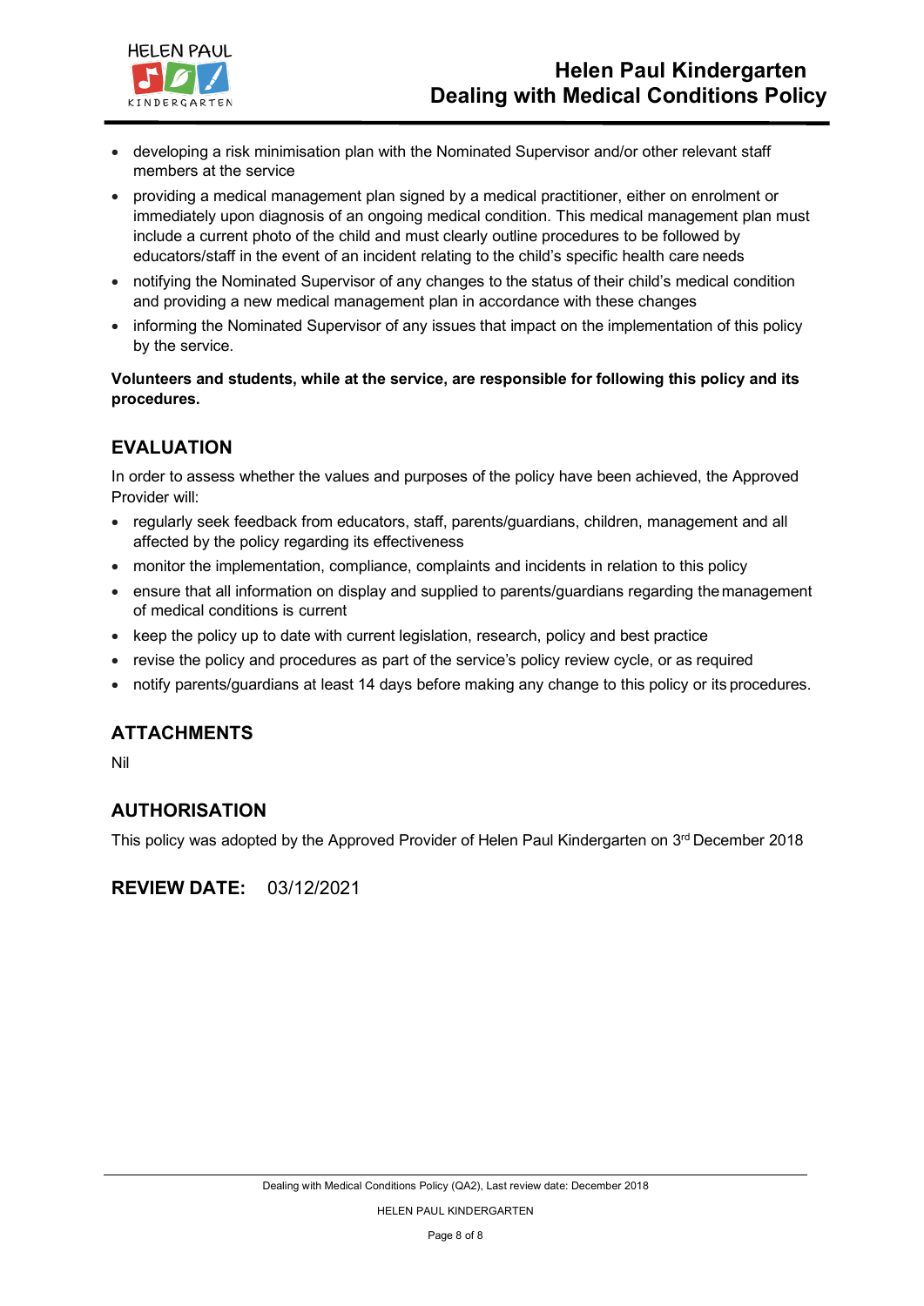- developing a risk minimisation plan with the Nominated Supervisor and/or other relevant staff members at the service
- providing a medical management plan signed by a medical practitioner, either on enrolment or immediately upon diagnosis of an ongoing medical condition. This medical management plan must include a current photo of the child and must clearly outline procedures to be followed by educators/staff in the event of an incident relating to the child's specific health care needs
- notifying the Nominated Supervisor of any changes to the status of their child's medical condition and providing a new medical management plan in accordance with these changes
- informing the Nominated Supervisor of any issues that impact on the implementation of this policy by the service.

**Volunteers and students, while at the service, are responsible for following this policy and its procedures.**

## EVALUATION

In order to assess whether the values and purposes of the policy have been achieved, the Approved Provider will:

- regularly seek feedback from educators, staff, parents/guardians, children, management and all affected by the policy regarding its effectiveness
- monitor the implementation, compliance, complaints and incidents in relation to this policy
- ensure that all information on display and supplied to parents/guardians regarding the management of medical conditions is current
- keep the policy up to date with current legislation, research, policy and best practice
- revise the policy and procedures as part of the service's policy review cycle, or as required
- notify parents/guardians at least 14 days before making any change to this policy or its procedures.

## ATTACHMENTS

Nil

## AUTHORISATION

This policy was adopted by the Approved Provider of Helen Paul Kindergarten on 3rd December 2018

## REVIEW DATE: 03/12/2021